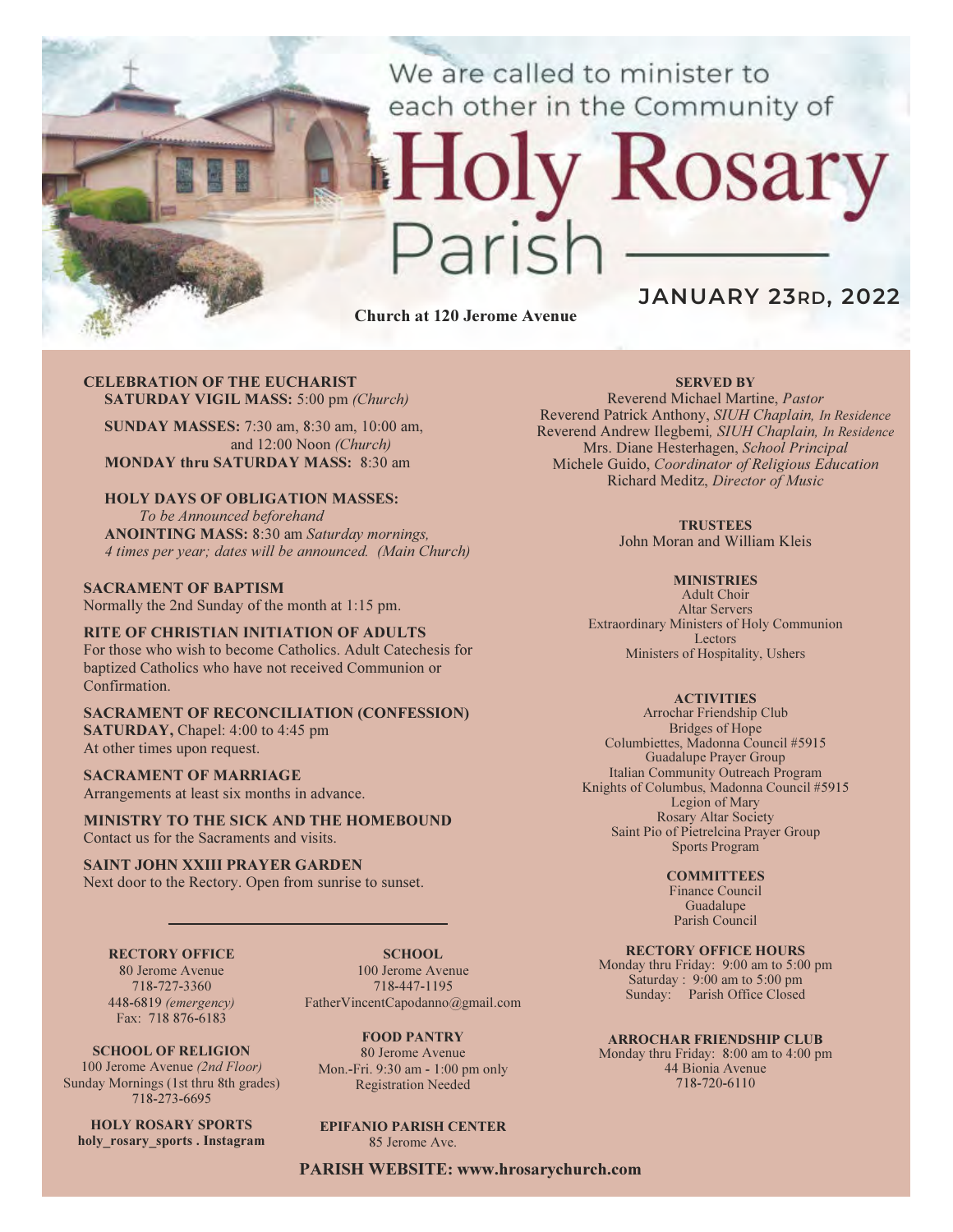We are called to minister to each other in the Community of

# Holy Rosary Parish

**JANUARY 23RD, 2022**

**Church at 120 Jerome Avenue**

**CELEBRATION OF THE EUCHARIST**
**SATURDAY VIGIL MASS:** 5:00 pm *(Church)*

**SUNDAY MASSES:** 7:30 am, 8:30 am, 10:00 am, and 12:00 Noon *(Church)*
**MONDAY thru SATURDAY MASS:** 8:30 am

**HOLY DAYS OF OBLIGATION MASSES:**
*To be Announced beforehand*
**ANOINTING MASS:** 8:30 am *Saturday mornings, 4 times per year; dates will be announced. (Main Church)*

**SACRAMENT OF BAPTISM**
Normally the 2nd Sunday of the month at 1:15 pm.

**RITE OF CHRISTIAN INITIATION OF ADULTS**
For those who wish to become Catholics. Adult Catechesis for baptized Catholics who have not received Communion or Confirmation.

**SACRAMENT OF RECONCILIATION (CONFESSION)**
**SATURDAY,** Chapel: 4:00 to 4:45 pm
At other times upon request.

**SACRAMENT OF MARRIAGE**
Arrangements at least six months in advance.

**MINISTRY TO THE SICK AND THE HOMEBOUND**
Contact us for the Sacraments and visits.

**SAINT JOHN XXIII PRAYER GARDEN**
Next door to the Rectory. Open from sunrise to sunset.

**RECTORY OFFICE**
80 Jerome Avenue
718-727-3360
448-6819 *(emergency)*
Fax: 718 876-6183

**SCHOOL**
100 Jerome Avenue
718-447-1195
FatherVincentCapodanno@gmail.com

**SCHOOL OF RELIGION**
100 Jerome Avenue *(2nd Floor)*
Sunday Mornings (1st thru 8th grades)
718-273-6695

**FOOD PANTRY**
80 Jerome Avenue
Mon.-Fri. 9:30 am - 1:00 pm only
Registration Needed

**HOLY ROSARY SPORTS**
**holy_rosary_sports . Instagram**

**EPIFANIO PARISH CENTER**
85 Jerome Ave.

**SERVED BY**
Reverend Michael Martine, *Pastor*
Reverend Patrick Anthony, *SIUH Chaplain, In Residence*
Reverend Andrew Ilegbemi*, SIUH Chaplain, In Residence*
Mrs. Diane Hesterhagen, *School Principal*
Michele Guido, *Coordinator of Religious Education*
Richard Meditz, *Director of Music*

**TRUSTEES**
John Moran and William Kleis

**MINISTRIES**
Adult Choir
Altar Servers
Extraordinary Ministers of Holy Communion
Lectors
Ministers of Hospitality, Ushers

**ACTIVITIES**
Arrochar Friendship Club
Bridges of Hope
Columbiettes, Madonna Council #5915
Guadalupe Prayer Group
Italian Community Outreach Program
Knights of Columbus, Madonna Council #5915
Legion of Mary
Rosary Altar Society
Saint Pio of Pietrelcina Prayer Group
Sports Program

**COMMITTEES**
Finance Council
Guadalupe
Parish Council

**RECTORY OFFICE HOURS**
Monday thru Friday: 9:00 am to 5:00 pm
Saturday : 9:00 am to 5:00 pm
Sunday: Parish Office Closed

**ARROCHAR FRIENDSHIP CLUB**
Monday thru Friday: 8:00 am to 4:00 pm
44 Bionia Avenue
718-720-6110

**PARISH WEBSITE: www.hrosarychurch.com**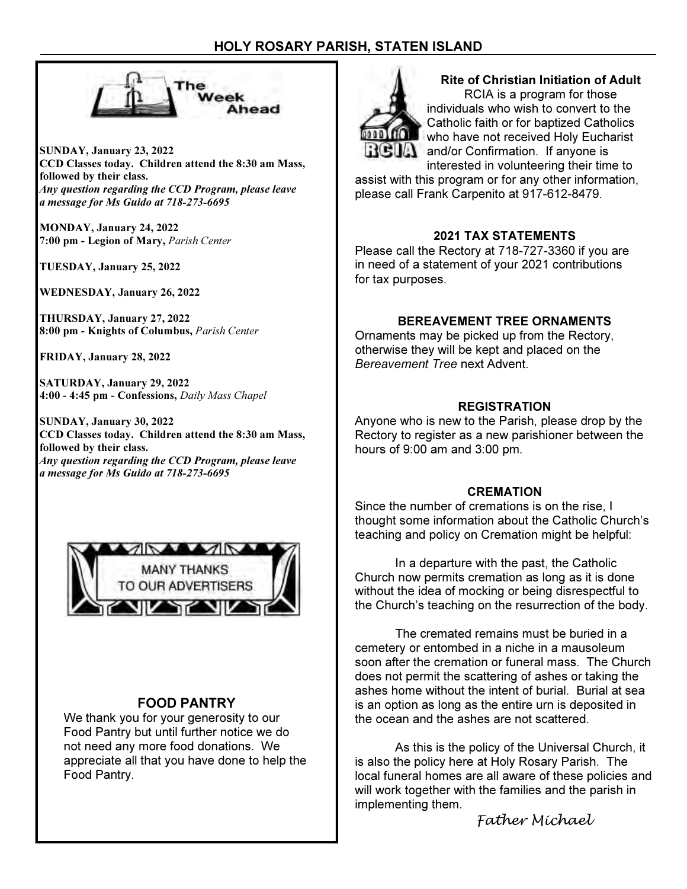## The Week Ahead

**SUNDAY, January 23, 2022**
**CCD Classes today. Children attend the 8:30 am Mass, followed by their class.**
***Any question regarding the CCD Program, please leave a message for Ms Guido at 718-273-6695***

**MONDAY, January 24, 2022**
**7:00 pm - Legion of Mary,** *Parish Center*

**TUESDAY, January 25, 2022**

**WEDNESDAY, January 26, 2022**

**THURSDAY, January 27, 2022**
**8:00 pm - Knights of Columbus,** *Parish Center*

**FRIDAY, January 28, 2022**

**SATURDAY, January 29, 2022**
**4:00 - 4:45 pm - Confessions,** *Daily Mass Chapel*

**SUNDAY, January 30, 2022**
**CCD Classes today. Children attend the 8:30 am Mass, followed by their class.**
***Any question regarding the CCD Program, please leave a message for Ms Guido at 718-273-6695***

MANY THANKS TO OUR ADVERTISERS

### FOOD PANTRY

We thank you for your generosity to our Food Pantry but until further notice we do not need any more food donations. We appreciate all that you have done to help the Food Pantry.

### Rite of Christian Initiation of Adult

RCIA is a program for those individuals who wish to convert to the Catholic faith or for baptized Catholics who have not received Holy Eucharist and/or Confirmation. If anyone is interested in volunteering their time to assist with this program or for any other information, please call Frank Carpenito at 917-612-8479.

### 2021 TAX STATEMENTS

Please call the Rectory at 718-727-3360 if you are in need of a statement of your 2021 contributions for tax purposes.

### BEREAVEMENT TREE ORNAMENTS

Ornaments may be picked up from the Rectory, otherwise they will be kept and placed on the *Bereavement Tree* next Advent.

### REGISTRATION

Anyone who is new to the Parish, please drop by the Rectory to register as a new parishioner between the hours of 9:00 am and 3:00 pm.

### CREMATION

Since the number of cremations is on the rise, I thought some information about the Catholic Church's teaching and policy on Cremation might be helpful:

In a departure with the past, the Catholic Church now permits cremation as long as it is done without the idea of mocking or being disrespectful to the Church's teaching on the resurrection of the body.

The cremated remains must be buried in a cemetery or entombed in a niche in a mausoleum soon after the cremation or funeral mass. The Church does not permit the scattering of ashes or taking the ashes home without the intent of burial. Burial at sea is an option as long as the entire urn is deposited in the ocean and the ashes are not scattered.

As this is the policy of the Universal Church, it is also the policy here at Holy Rosary Parish. The local funeral homes are all aware of these policies and will work together with the families and the parish in implementing them.

*Father Michael*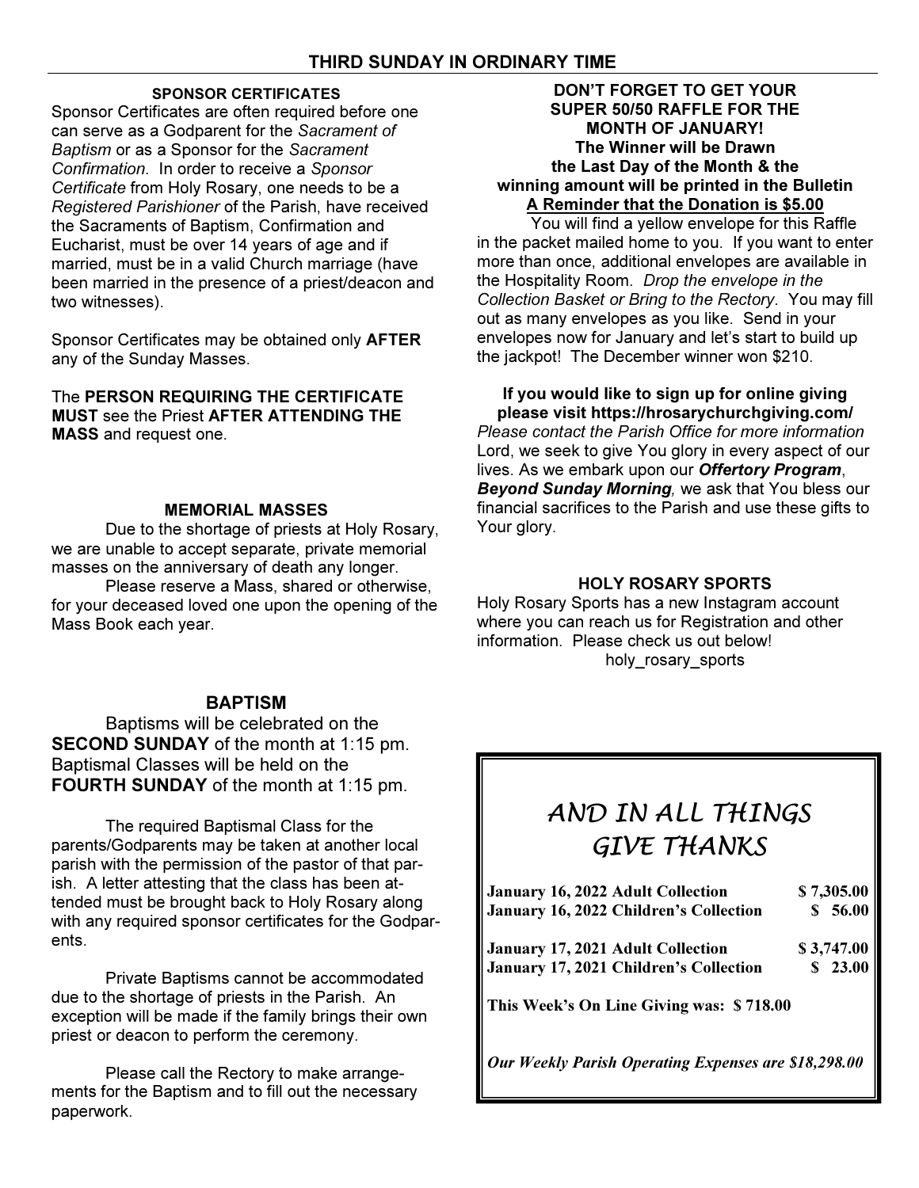## THIRD SUNDAY IN ORDINARY TIME

### SPONSOR CERTIFICATES

Sponsor Certificates are often required before one can serve as a Godparent for the *Sacrament of Baptism* or as a Sponsor for the *Sacrament Confirmation*. In order to receive a *Sponsor Certificate* from Holy Rosary, one needs to be a *Registered Parishioner* of the Parish, have received the Sacraments of Baptism, Confirmation and Eucharist, must be over 14 years of age and if married, must be in a valid Church marriage (have been married in the presence of a priest/deacon and two witnesses).

Sponsor Certificates may be obtained only **AFTER** any of the Sunday Masses.

The **PERSON REQUIRING THE CERTIFICATE MUST** see the Priest **AFTER ATTENDING THE MASS** and request one.

### MEMORIAL MASSES

Due to the shortage of priests at Holy Rosary, we are unable to accept separate, private memorial masses on the anniversary of death any longer.

Please reserve a Mass, shared or otherwise, for your deceased loved one upon the opening of the Mass Book each year.

### BAPTISM

Baptisms will be celebrated on the **SECOND SUNDAY** of the month at 1:15 pm. Baptismal Classes will be held on the **FOURTH SUNDAY** of the month at 1:15 pm.

The required Baptismal Class for the parents/Godparents may be taken at another local parish with the permission of the pastor of that parish. A letter attesting that the class has been attended must be brought back to Holy Rosary along with any required sponsor certificates for the Godparents.

Private Baptisms cannot be accommodated due to the shortage of priests in the Parish. An exception will be made if the family brings their own priest or deacon to perform the ceremony.

Please call the Rectory to make arrangements for the Baptism and to fill out the necessary paperwork.

**DON'T FORGET TO GET YOUR SUPER 50/50 RAFFLE FOR THE MONTH OF JANUARY!**
**The Winner will be Drawn the Last Day of the Month & the winning amount will be printed in the Bulletin**
**A Reminder that the Donation is $5.00**

You will find a yellow envelope for this Raffle in the packet mailed home to you. If you want to enter more than once, additional envelopes are available in the Hospitality Room. *Drop the envelope in the Collection Basket or Bring to the Rectory*. You may fill out as many envelopes as you like. Send in your envelopes now for January and let's start to build up the jackpot! The December winner won $210.

**If you would like to sign up for online giving please visit https://hrosarychurchgiving.com/**

*Please contact the Parish Office for more information*

Lord, we seek to give You glory in every aspect of our lives. As we embark upon our ***Offertory Program***, ***Beyond Sunday Morning***, we ask that You bless our financial sacrifices to the Parish and use these gifts to Your glory.

### HOLY ROSARY SPORTS

Holy Rosary Sports has a new Instagram account where you can reach us for Registration and other information. Please check us out below!

holy_rosary_sports

### *AND IN ALL THINGS GIVE THANKS*

| | |
|---|---|
| **January 16, 2022 Adult Collection** | **$ 7,305.00** |
| **January 16, 2022 Children's Collection** | **$ 56.00** |
| **January 17, 2021 Adult Collection** | **$ 3,747.00** |
| **January 17, 2021 Children's Collection** | **$ 23.00** |

**This Week's On Line Giving was: $ 718.00**

***Our Weekly Parish Operating Expenses are $18,298.00***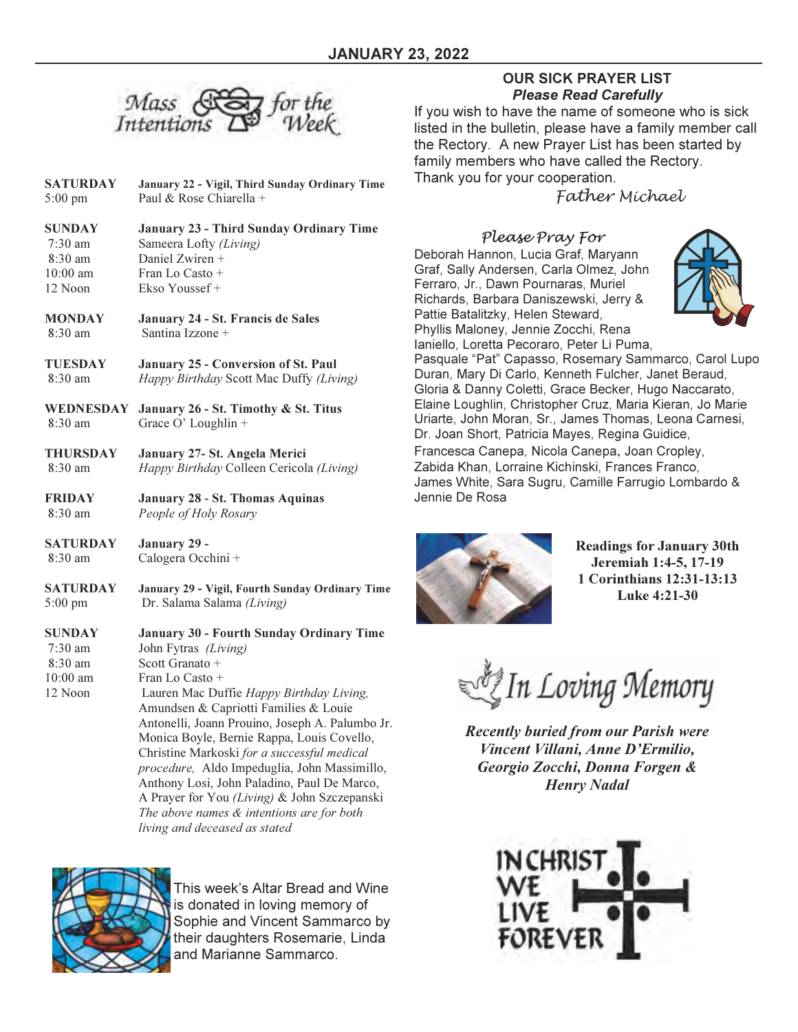# JANUARY 23, 2022

## Mass Intentions for the Week

| | |
|---|---|
| **SATURDAY** 5:00 pm | **January 22 - Vigil, Third Sunday Ordinary Time** Paul & Rose Chiarella + |
| **SUNDAY** | **January 23 - Third Sunday Ordinary Time** |
| 7:30 am | Sameera Lofty *(Living)* |
| 8:30 am | Daniel Zwiren + |
| 10:00 am | Fran Lo Casto + |
| 12 Noon | Ekso Youssef + |
| **MONDAY** 8:30 am | **January 24 - St. Francis de Sales** Santina Izzone + |
| **TUESDAY** 8:30 am | **January 25 - Conversion of St. Paul** *Happy Birthday* Scott Mac Duffy *(Living)* |
| **WEDNESDAY** 8:30 am | **January 26 - St. Timothy & St. Titus** Grace O' Loughlin + |
| **THURSDAY** 8:30 am | **January 27- St. Angela Merici** *Happy Birthday* Colleen Cericola *(Living)* |
| **FRIDAY** 8:30 am | **January 28 - St. Thomas Aquinas** *People of Holy Rosary* |
| **SATURDAY** 8:30 am | **January 29 -** Calogera Occhini + |
| **SATURDAY** 5:00 pm | **January 29 - Vigil, Fourth Sunday Ordinary Time** Dr. Salama Salama *(Living)* |
| **SUNDAY** | **January 30 - Fourth Sunday Ordinary Time** |
| 7:30 am | John Fytras *(Living)* |
| 8:30 am | Scott Granato + |
| 10:00 am | Fran Lo Casto + |
| 12 Noon | Lauren Mac Duffie *Happy Birthday Living,* Amundsen & Capriotti Families & Louie Antonelli, Joann Prouino, Joseph A. Palumbo Jr. Monica Boyle, Bernie Rappa, Louis Covello, Christine Markoski *for a successful medical procedure,* Aldo Impeduglia, John Massimillo, Anthony Losi, John Paladino, Paul De Marco, A Prayer for You *(Living)* & John Szczepanski *The above names & intentions are for both living and deceased as stated* |

This week's Altar Bread and Wine is donated in loving memory of Sophie and Vincent Sammarco by their daughters Rosemarie, Linda and Marianne Sammarco.

## OUR SICK PRAYER LIST
### *Please Read Carefully*

If you wish to have the name of someone who is sick listed in the bulletin, please have a family member call the Rectory. A new Prayer List has been started by family members who have called the Rectory. Thank you for your cooperation.

*Father Michael*

### *Please Pray For*

Deborah Hannon, Lucia Graf, Maryann Graf, Sally Andersen, Carla Olmez, John Ferraro, Jr., Dawn Pournaras, Muriel Richards, Barbara Daniszewski, Jerry & Pattie Batalitzky, Helen Steward, Phyllis Maloney, Jennie Zocchi, Rena Ianiello, Loretta Pecoraro, Peter Li Puma, Pasquale "Pat" Capasso, Rosemary Sammarco, Carol Lupo Duran, Mary Di Carlo, Kenneth Fulcher, Janet Beraud, Gloria & Danny Coletti, Grace Becker, Hugo Naccarato, Elaine Loughlin, Christopher Cruz, Maria Kieran, Jo Marie Uriarte, John Moran, Sr., James Thomas, Leona Carnesi, Dr. Joan Short, Patricia Mayes, Regina Guidice, Francesca Canepa, Nicola Canepa, Joan Cropley, Zabida Khan, Lorraine Kichinski, Frances Franco, James White, Sara Sugru, Camille Farrugio Lombardo & Jennie De Rosa

**Readings for January 30th**
**Jeremiah 1:4-5, 17-19**
**1 Corinthians 12:31-13:13**
**Luke 4:21-30**

## In Loving Memory

***Recently buried from our Parish were Vincent Villani, Anne D'Ermilio, Georgio Zocchi, Donna Forgen & Henry Nadal***

IN CHRIST WE LIVE FOREVER